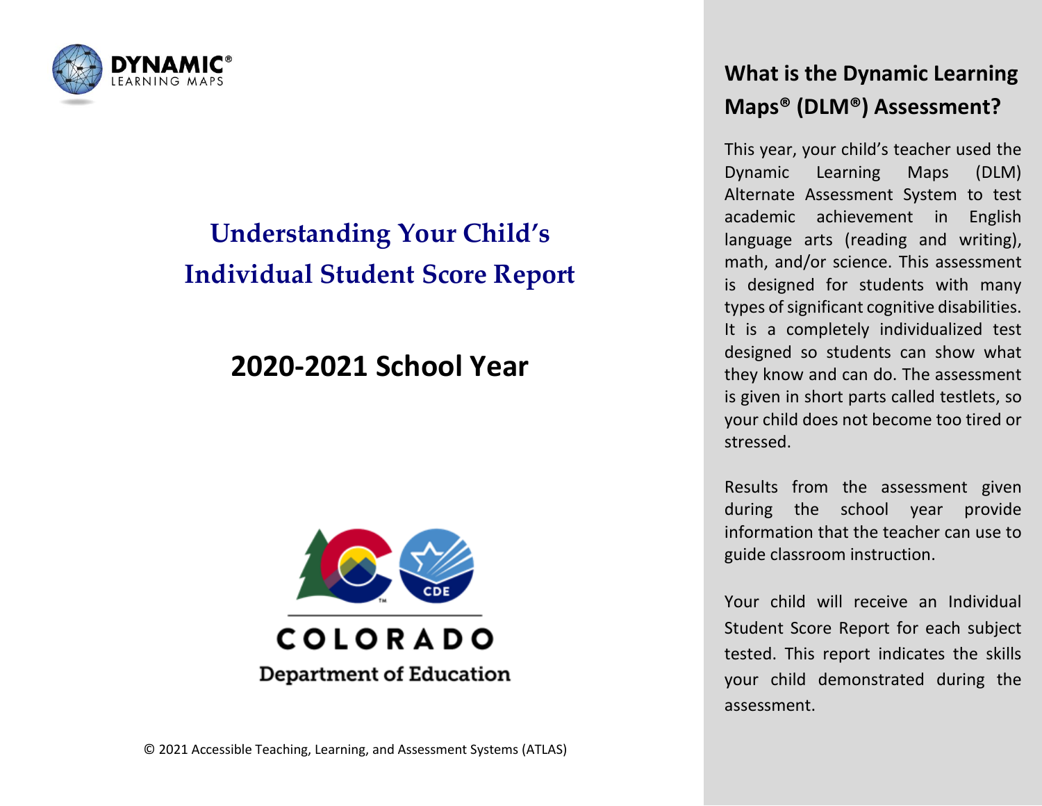DYNAMIC® LEARNING MAPS

# Understanding Your Child's Individual Student Score Report

## 2020-2021 School Year

COLORADO
Department of Education

© 2021 Accessible Teaching, Learning, and Assessment Systems (ATLAS)

## What is the Dynamic Learning Maps® (DLM®) Assessment?

This year, your child's teacher used the Dynamic Learning Maps (DLM) Alternate Assessment System to test academic achievement in English language arts (reading and writing), math, and/or science. This assessment is designed for students with many types of significant cognitive disabilities. It is a completely individualized test designed so students can show what they know and can do. The assessment is given in short parts called testlets, so your child does not become too tired or stressed.

Results from the assessment given during the school year provide information that the teacher can use to guide classroom instruction.

Your child will receive an Individual Student Score Report for each subject tested. This report indicates the skills your child demonstrated during the assessment.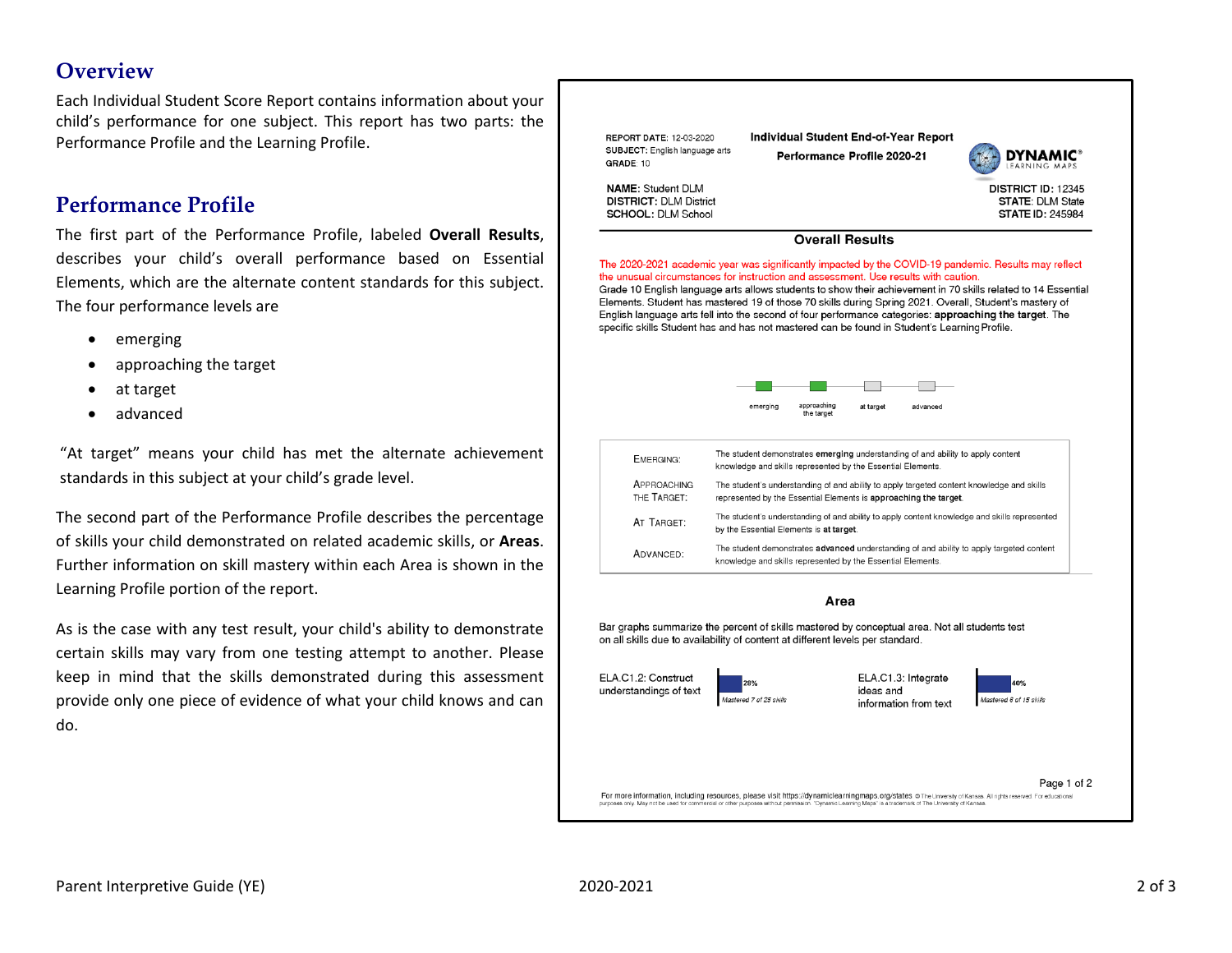## Overview

Each Individual Student Score Report contains information about your child's performance for one subject. This report has two parts: the Performance Profile and the Learning Profile.

## Performance Profile

The first part of the Performance Profile, labeled **Overall Results**, describes your child's overall performance based on Essential Elements, which are the alternate content standards for this subject. The four performance levels are

- emerging
- approaching the target
- at target
- advanced

"At target" means your child has met the alternate achievement standards in this subject at your child's grade level.

The second part of the Performance Profile describes the percentage of skills your child demonstrated on related academic skills, or **Areas**. Further information on skill mastery within each Area is shown in the Learning Profile portion of the report.

As is the case with any test result, your child's ability to demonstrate certain skills may vary from one testing attempt to another. Please keep in mind that the skills demonstrated during this assessment provide only one piece of evidence of what your child knows and can do.

---

**REPORT DATE:** 12-03-2020
**SUBJECT:** English language arts
**GRADE:** 10

**Individual Student End-of-Year Report**
**Performance Profile 2020-21**

DYNAMIC® LEARNING MAPS

**NAME:** Student DLM
**DISTRICT:** DLM District
**SCHOOL:** DLM School

**DISTRICT ID:** 12345
**STATE:** DLM State
**STATE ID:** 245984

**Overall Results**

The 2020-2021 academic year was significantly impacted by the COVID-19 pandemic. Results may reflect the unusual circumstances for instruction and assessment. Use results with caution.

Grade 10 English language arts allows students to show their achievement in 70 skills related to 14 Essential Elements. Student has mastered 19 of those 70 skills during Spring 2021. Overall, Student's mastery of English language arts fell into the second of four performance categories: **approaching the target**. The specific skills Student has and has not mastered can be found in Student's Learning Profile.

emerging — approaching the target — at target — advanced

| | |
|---|---|
| EMERGING: | The student demonstrates **emerging** understanding of and ability to apply content knowledge and skills represented by the Essential Elements. |
| APPROACHING THE TARGET: | The student's understanding of and ability to apply targeted content knowledge and skills represented by the Essential Elements is **approaching the target**. |
| AT TARGET: | The student's understanding of and ability to apply content knowledge and skills represented by the Essential Elements is **at target**. |
| ADVANCED: | The student demonstrates **advanced** understanding of and ability to apply targeted content knowledge and skills represented by the Essential Elements. |

**Area**

Bar graphs summarize the percent of skills mastered by conceptual area. Not all students test on all skills due to availability of content at different levels per standard.

ELA.C1.2: Construct understandings of text — 28% — *Mastered 7 of 25 skills*

ELA.C1.3: Integrate ideas and information from text — 40% — *Mastered 6 of 15 skills*

Page 1 of 2

For more information, including resources, please visit https://dynamiclearningmaps.org/states © The University of Kansas. All rights reserved. For educational purposes only. May not be used for commercial or other purposes without permission. "Dynamic Learning Maps" is a trademark of The University of Kansas.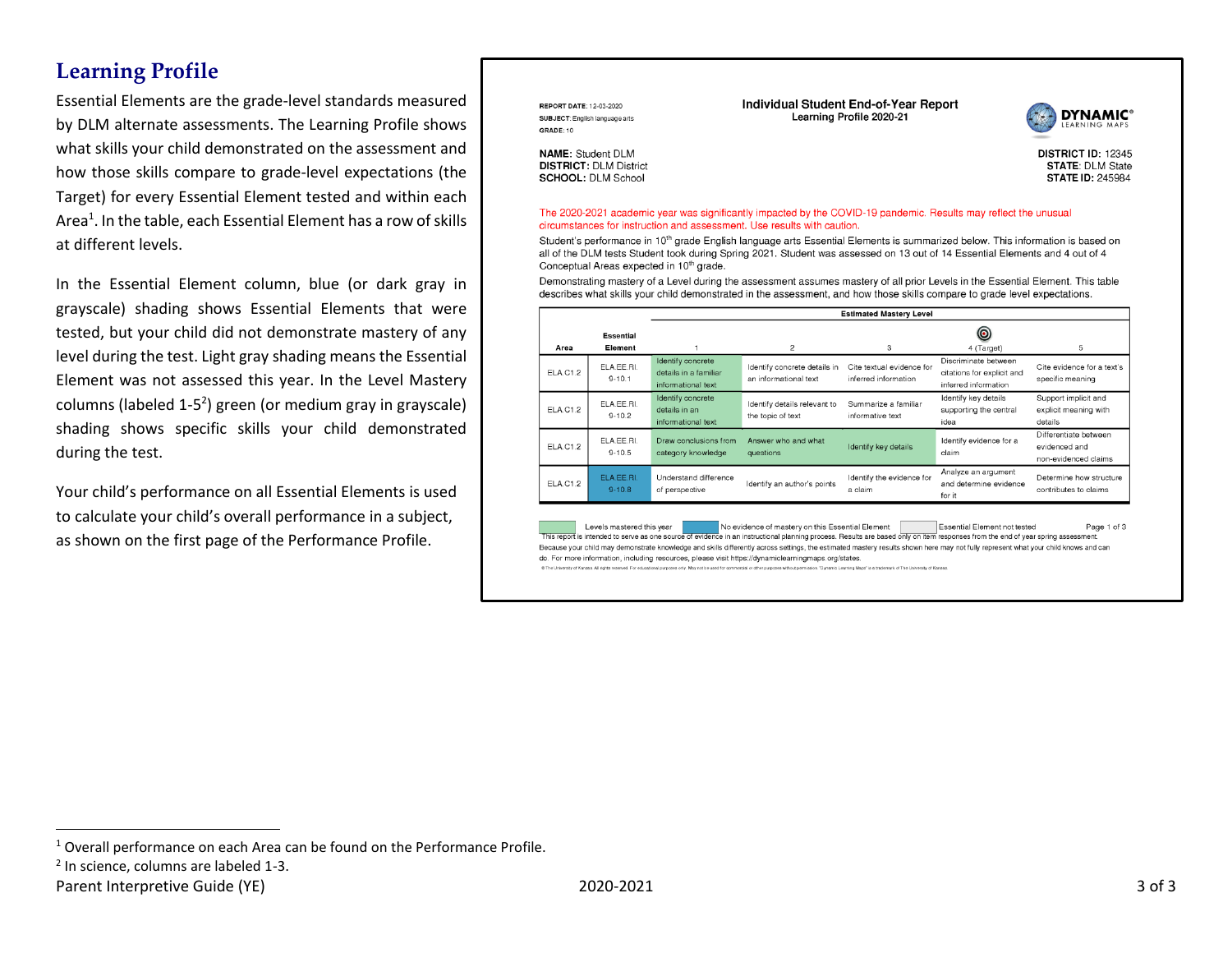## Learning Profile

Essential Elements are the grade-level standards measured by DLM alternate assessments. The Learning Profile shows what skills your child demonstrated on the assessment and how those skills compare to grade-level expectations (the Target) for every Essential Element tested and within each Area[1]. In the table, each Essential Element has a row of skills at different levels.

In the Essential Element column, blue (or dark gray in grayscale) shading shows Essential Elements that were tested, but your child did not demonstrate mastery of any level during the test. Light gray shading means the Essential Element was not assessed this year. In the Level Mastery columns (labeled 1-5[2]) green (or medium gray in grayscale) shading shows specific skills your child demonstrated during the test.

Your child's performance on all Essential Elements is used to calculate your child's overall performance in a subject, as shown on the first page of the Performance Profile.

REPORT DATE: 12-03-2020
SUBJECT: English language arts
GRADE: 10

**Individual Student End-of-Year Report**
**Learning Profile 2020-21**

DYNAMIC® LEARNING MAPS

**NAME:** Student DLM
**DISTRICT:** DLM District
**SCHOOL:** DLM School

**DISTRICT ID:** 12345
**STATE:** DLM State
**STATE ID:** 245984

The 2020-2021 academic year was significantly impacted by the COVID-19 pandemic. Results may reflect the unusual circumstances for instruction and assessment. Use results with caution.

Student's performance in 10th grade English language arts Essential Elements is summarized below. This information is based on all of the DLM tests Student took during Spring 2021. Student was assessed on 13 out of 14 Essential Elements and 4 out of 4 Conceptual Areas expected in 10th grade.

Demonstrating mastery of a Level during the assessment assumes mastery of all prior Levels in the Essential Element. This table describes what skills your child demonstrated in the assessment, and how those skills compare to grade level expectations.

| | | Estimated Mastery Level | | | | |
|---|---|---|---|---|---|---|
| Area | Essential Element | 1 | 2 | 3 | 4 (Target) | 5 |
| ELA.C1.2 | ELA.EE.RI.9-10.1 | Identify concrete details in a familiar informational text | Identify concrete details in an informational text | Cite textual evidence for inferred information | Discriminate between citations for explicit and inferred information | Cite evidence for a text's specific meaning |
| ELA.C1.2 | ELA.EE.RI.9-10.2 | Identify concrete details in an informational text | Identify details relevant to the topic of text | Summarize a familiar informative text | Identify key details supporting the central idea | Support implicit and explicit meaning with details |
| ELA.C1.2 | ELA.EE.RI.9-10.5 | Draw conclusions from category knowledge | Answer who and what questions | Identify key details | Identify evidence for a claim | Differentiate between evidenced and non-evidenced claims |
| ELA.C1.2 | ELA.EE.RI.9-10.8 | Understand difference of perspective | Identify an author's points | Identify the evidence for a claim | Analyze an argument and determine evidence for it | Determine how structure contributes to claims |

Levels mastered this year | No evidence of mastery on this Essential Element | Essential Element not tested | Page 1 of 3

This report is intended to serve as one source of evidence in an instructional planning process. Results are based only on item responses from the end of year spring assessment. Because your child may demonstrate knowledge and skills differently across settings, the estimated mastery results shown here may not fully represent what your child knows and can do. For more information, including resources, please visit https://dynamiclearningmaps.org/states.

© The University of Kansas. All rights reserved. For educational purposes only. May not be used for commercial or other purposes without permission. "Dynamic Learning Maps" is a trademark of The University of Kansas.

[1] Overall performance on each Area can be found on the Performance Profile.
[2] In science, columns are labeled 1-3.